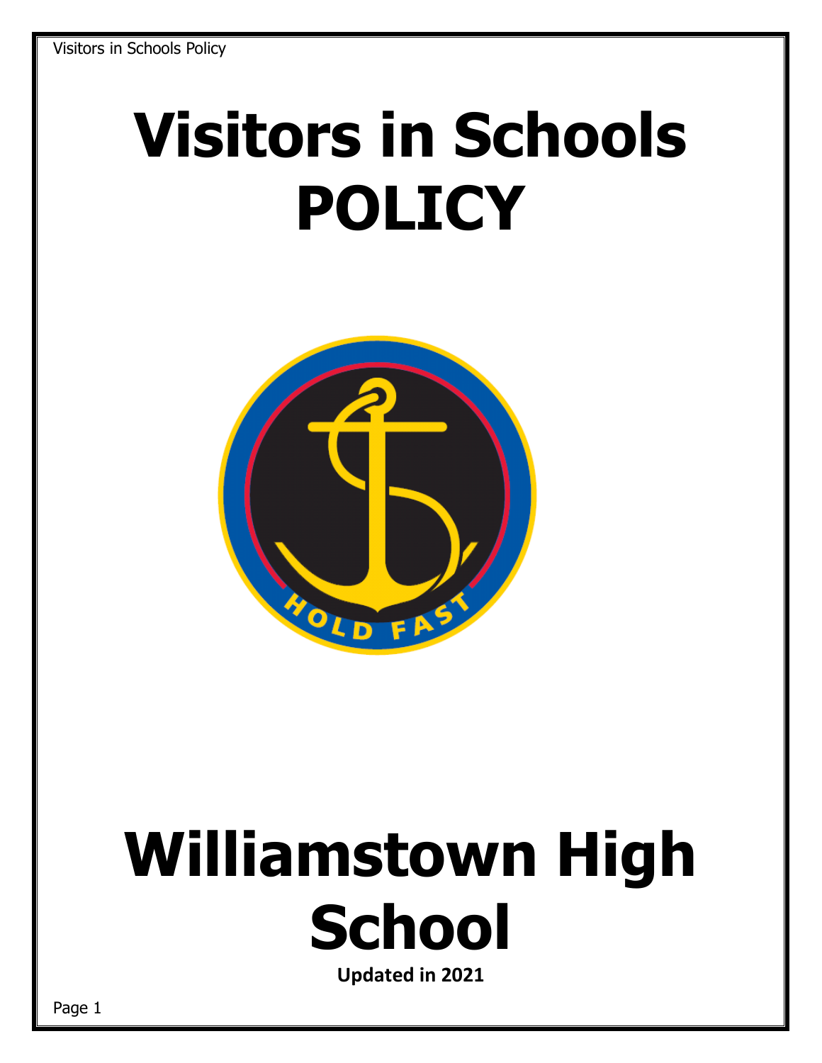# Visitors in Schools POLICY

# Williamstown High School

**Updated in 2021**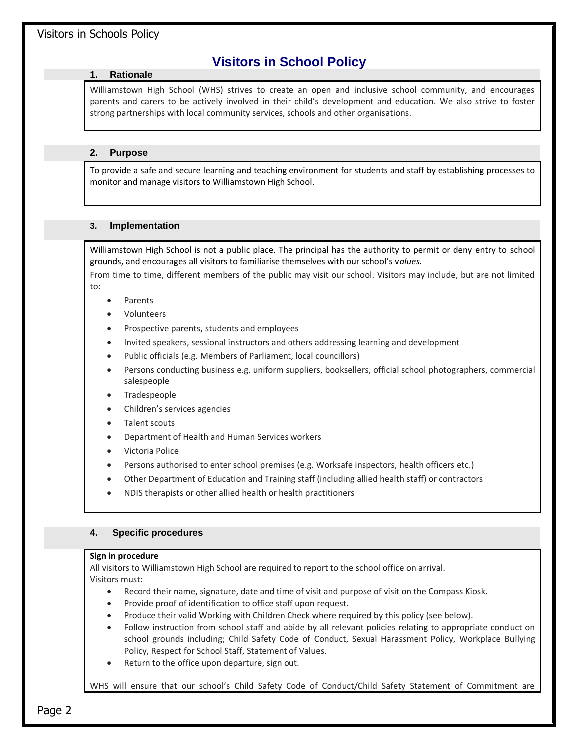# Visitors in School Policy

## 1. Rationale

Williamstown High School (WHS) strives to create an open and inclusive school community, and encourages parents and carers to be actively involved in their child's development and education. We also strive to foster strong partnerships with local community services, schools and other organisations.

## 2. Purpose

To provide a safe and secure learning and teaching environment for students and staff by establishing processes to monitor and manage visitors to Williamstown High School.

## 3. Implementation

Williamstown High School is not a public place. The principal has the authority to permit or deny entry to school grounds, and encourages all visitors to familiarise themselves with our school's v*alues.*

From time to time, different members of the public may visit our school. Visitors may include, but are not limited to:

- Parents
- Volunteers
- Prospective parents, students and employees
- Invited speakers, sessional instructors and others addressing learning and development
- Public officials (e.g. Members of Parliament, local councillors)
- Persons conducting business e.g. uniform suppliers, booksellers, official school photographers, commercial salespeople
- Tradespeople
- Children's services agencies
- Talent scouts
- Department of Health and Human Services workers
- Victoria Police
- Persons authorised to enter school premises (e.g. Worksafe inspectors, health officers etc.)
- Other Department of Education and Training staff (including allied health staff) or contractors
- NDIS therapists or other allied health or health practitioners

## 4. Specific procedures

**Sign in procedure**

All visitors to Williamstown High School are required to report to the school office on arrival.
Visitors must:

- Record their name, signature, date and time of visit and purpose of visit on the Compass Kiosk.
- Provide proof of identification to office staff upon request.
- Produce their valid Working with Children Check where required by this policy (see below).
- Follow instruction from school staff and abide by all relevant policies relating to appropriate conduct on school grounds including; Child Safety Code of Conduct, Sexual Harassment Policy, Workplace Bullying Policy, Respect for School Staff, Statement of Values.
- Return to the office upon departure, sign out.

WHS will ensure that our school's Child Safety Code of Conduct/Child Safety Statement of Commitment are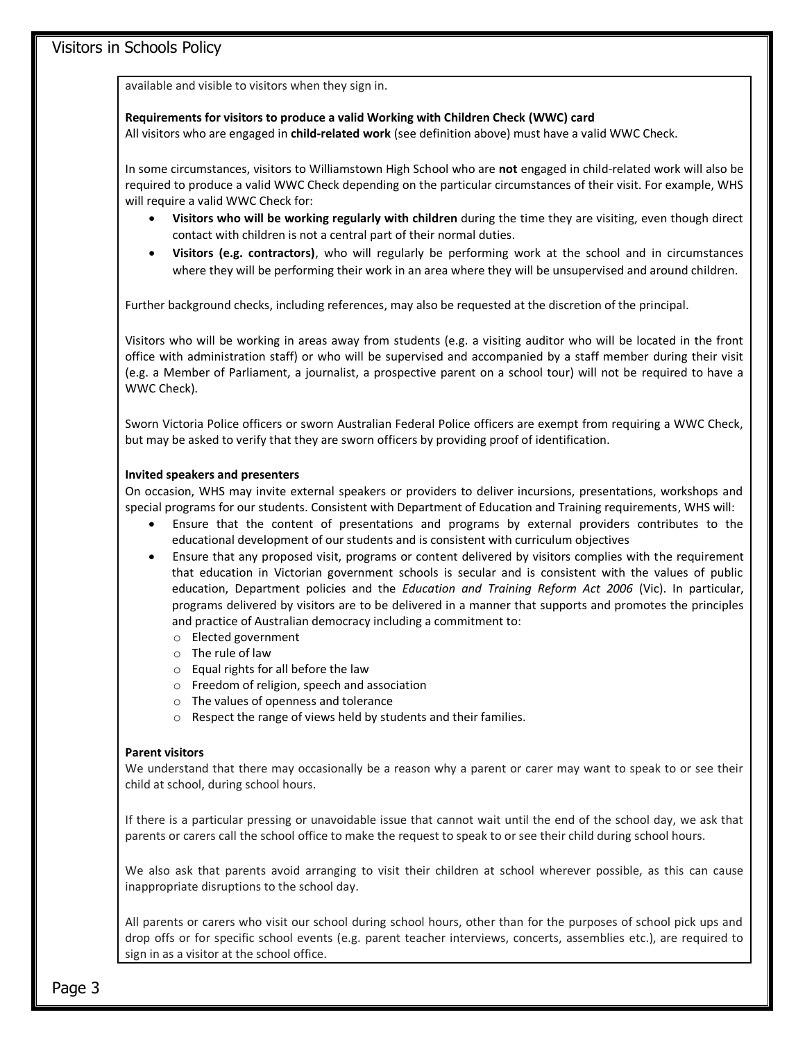available and visible to visitors when they sign in.

**Requirements for visitors to produce a valid Working with Children Check (WWC) card**

All visitors who are engaged in **child-related work** (see definition above) must have a valid WWC Check.

In some circumstances, visitors to Williamstown High School who are **not** engaged in child-related work will also be required to produce a valid WWC Check depending on the particular circumstances of their visit. For example, WHS will require a valid WWC Check for:

- **Visitors who will be working regularly with children** during the time they are visiting, even though direct contact with children is not a central part of their normal duties.
- **Visitors (e.g. contractors)**, who will regularly be performing work at the school and in circumstances where they will be performing their work in an area where they will be unsupervised and around children.

Further background checks, including references, may also be requested at the discretion of the principal.

Visitors who will be working in areas away from students (e.g. a visiting auditor who will be located in the front office with administration staff) or who will be supervised and accompanied by a staff member during their visit (e.g. a Member of Parliament, a journalist, a prospective parent on a school tour) will not be required to have a WWC Check).

Sworn Victoria Police officers or sworn Australian Federal Police officers are exempt from requiring a WWC Check, but may be asked to verify that they are sworn officers by providing proof of identification.

**Invited speakers and presenters**

On occasion, WHS may invite external speakers or providers to deliver incursions, presentations, workshops and special programs for our students. Consistent with Department of Education and Training requirements, WHS will:

- Ensure that the content of presentations and programs by external providers contributes to the educational development of our students and is consistent with curriculum objectives
- Ensure that any proposed visit, programs or content delivered by visitors complies with the requirement that education in Victorian government schools is secular and is consistent with the values of public education, Department policies and the *Education and Training Reform Act 2006* (Vic). In particular, programs delivered by visitors are to be delivered in a manner that supports and promotes the principles and practice of Australian democracy including a commitment to:
  - Elected government
  - The rule of law
  - Equal rights for all before the law
  - Freedom of religion, speech and association
  - The values of openness and tolerance
  - Respect the range of views held by students and their families.

**Parent visitors**

We understand that there may occasionally be a reason why a parent or carer may want to speak to or see their child at school, during school hours.

If there is a particular pressing or unavoidable issue that cannot wait until the end of the school day, we ask that parents or carers call the school office to make the request to speak to or see their child during school hours.

We also ask that parents avoid arranging to visit their children at school wherever possible, as this can cause inappropriate disruptions to the school day.

All parents or carers who visit our school during school hours, other than for the purposes of school pick ups and drop offs or for specific school events (e.g. parent teacher interviews, concerts, assemblies etc.), are required to sign in as a visitor at the school office.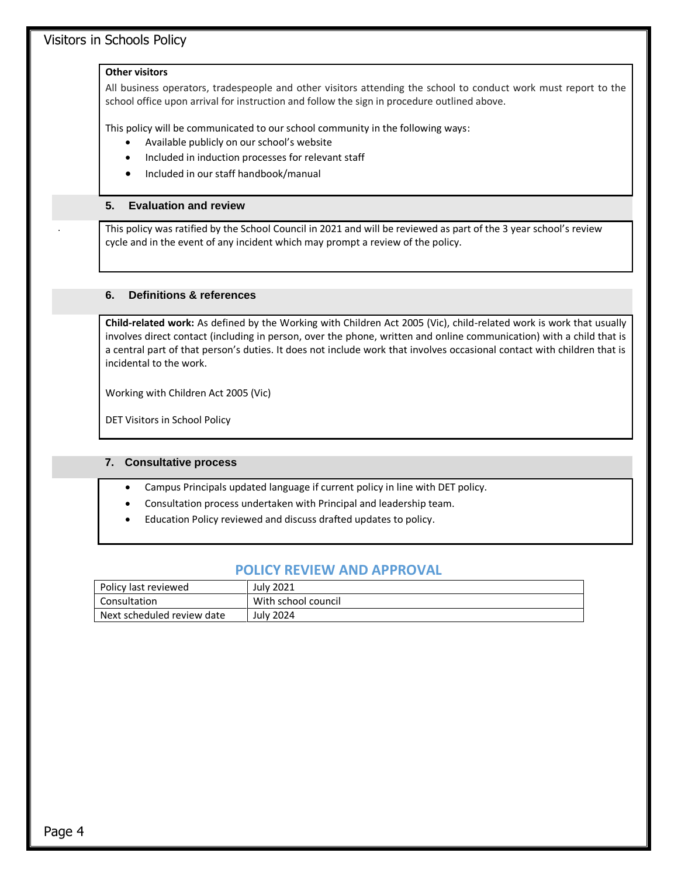**Other visitors**

All business operators, tradespeople and other visitors attending the school to conduct work must report to the school office upon arrival for instruction and follow the sign in procedure outlined above.

This policy will be communicated to our school community in the following ways:

- Available publicly on our school's website
- Included in induction processes for relevant staff
- Included in our staff handbook/manual

## 5. Evaluation and review

This policy was ratified by the School Council in 2021 and will be reviewed as part of the 3 year school's review cycle and in the event of any incident which may prompt a review of the policy.

## 6. Definitions & references

**Child-related work:** As defined by the Working with Children Act 2005 (Vic), child-related work is work that usually involves direct contact (including in person, over the phone, written and online communication) with a child that is a central part of that person's duties. It does not include work that involves occasional contact with children that is incidental to the work.

Working with Children Act 2005 (Vic)

DET Visitors in School Policy

## 7. Consultative process

- Campus Principals updated language if current policy in line with DET policy.
- Consultation process undertaken with Principal and leadership team.
- Education Policy reviewed and discuss drafted updates to policy.

## POLICY REVIEW AND APPROVAL

| | |
|---|---|
| Policy last reviewed | July 2021 |
| Consultation | With school council |
| Next scheduled review date | July 2024 |